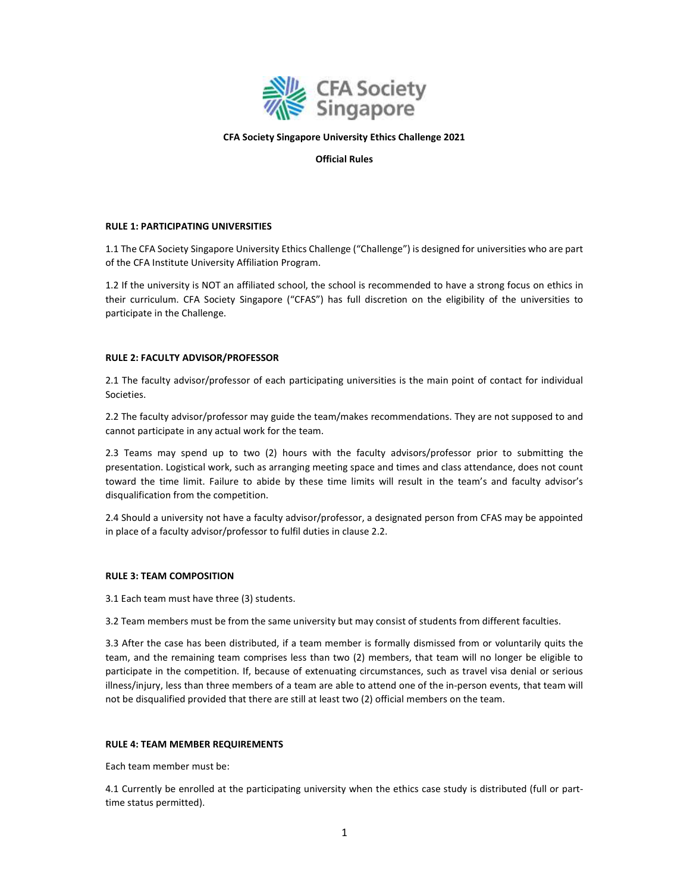**CFA Society Singapore University Ethics Challenge 2021**

**Official Rules**

#### RULE 1: PARTICIPATING UNIVERSITIES

1.1 The CFA Society Singapore University Ethics Challenge ("Challenge") is designed for universities who are part of the CFA Institute University Affiliation Program.

1.2 If the university is NOT an affiliated school, the school is recommended to have a strong focus on ethics in their curriculum. CFA Society Singapore ("CFAS") has full discretion on the eligibility of the universities to participate in the Challenge.

#### RULE 2: FACULTY ADVISOR/PROFESSOR

2.1 The faculty advisor/professor of each participating universities is the main point of contact for individual Societies.

2.2 The faculty advisor/professor may guide the team/makes recommendations. They are not supposed to and cannot participate in any actual work for the team.

2.3 Teams may spend up to two (2) hours with the faculty advisors/professor prior to submitting the presentation. Logistical work, such as arranging meeting space and times and class attendance, does not count toward the time limit. Failure to abide by these time limits will result in the team's and faculty advisor's disqualification from the competition.

2.4 Should a university not have a faculty advisor/professor, a designated person from CFAS may be appointed in place of a faculty advisor/professor to fulfil duties in clause 2.2.

#### RULE 3: TEAM COMPOSITION

3.1 Each team must have three (3) students.

3.2 Team members must be from the same university but may consist of students from different faculties.

3.3 After the case has been distributed, if a team member is formally dismissed from or voluntarily quits the team, and the remaining team comprises less than two (2) members, that team will no longer be eligible to participate in the competition. If, because of extenuating circumstances, such as travel visa denial or serious illness/injury, less than three members of a team are able to attend one of the in-person events, that team will not be disqualified provided that there are still at least two (2) official members on the team.

#### RULE 4: TEAM MEMBER REQUIREMENTS

Each team member must be:

4.1 Currently be enrolled at the participating university when the ethics case study is distributed (full or part-time status permitted).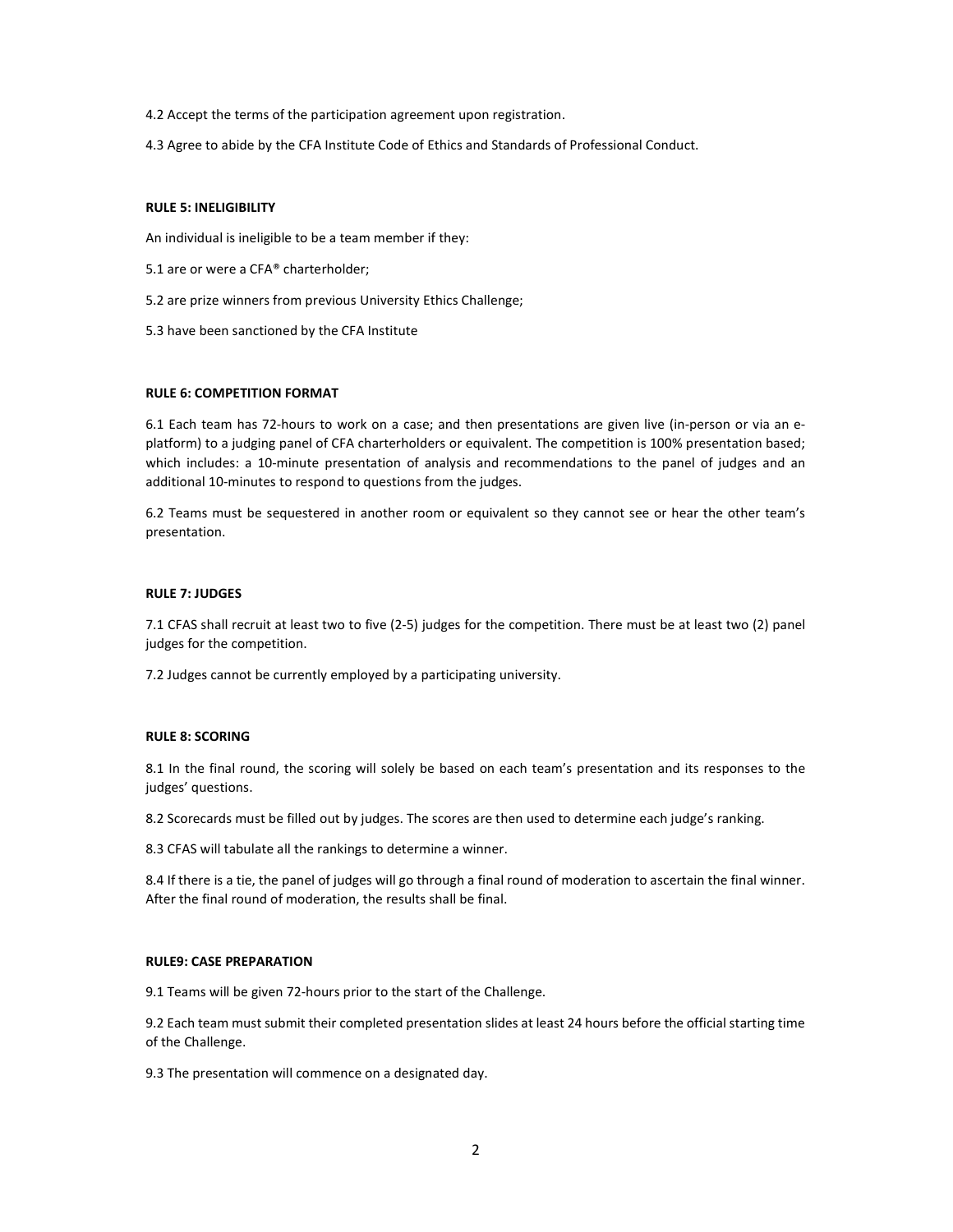4.2 Accept the terms of the participation agreement upon registration.

4.3 Agree to abide by the CFA Institute Code of Ethics and Standards of Professional Conduct.

**RULE 5: INELIGIBILITY**

An individual is ineligible to be a team member if they:

5.1 are or were a CFA® charterholder;

5.2 are prize winners from previous University Ethics Challenge;

5.3 have been sanctioned by the CFA Institute

**RULE 6: COMPETITION FORMAT**

6.1 Each team has 72-hours to work on a case; and then presentations are given live (in-person or via an e-platform) to a judging panel of CFA charterholders or equivalent. The competition is 100% presentation based; which includes: a 10-minute presentation of analysis and recommendations to the panel of judges and an additional 10-minutes to respond to questions from the judges.

6.2 Teams must be sequestered in another room or equivalent so they cannot see or hear the other team's presentation.

**RULE 7: JUDGES**

7.1 CFAS shall recruit at least two to five (2-5) judges for the competition. There must be at least two (2) panel judges for the competition.

7.2 Judges cannot be currently employed by a participating university.

**RULE 8: SCORING**

8.1 In the final round, the scoring will solely be based on each team's presentation and its responses to the judges' questions.

8.2 Scorecards must be filled out by judges. The scores are then used to determine each judge's ranking.

8.3 CFAS will tabulate all the rankings to determine a winner.

8.4 If there is a tie, the panel of judges will go through a final round of moderation to ascertain the final winner. After the final round of moderation, the results shall be final.

**RULE9: CASE PREPARATION**

9.1 Teams will be given 72-hours prior to the start of the Challenge.

9.2 Each team must submit their completed presentation slides at least 24 hours before the official starting time of the Challenge.

9.3 The presentation will commence on a designated day.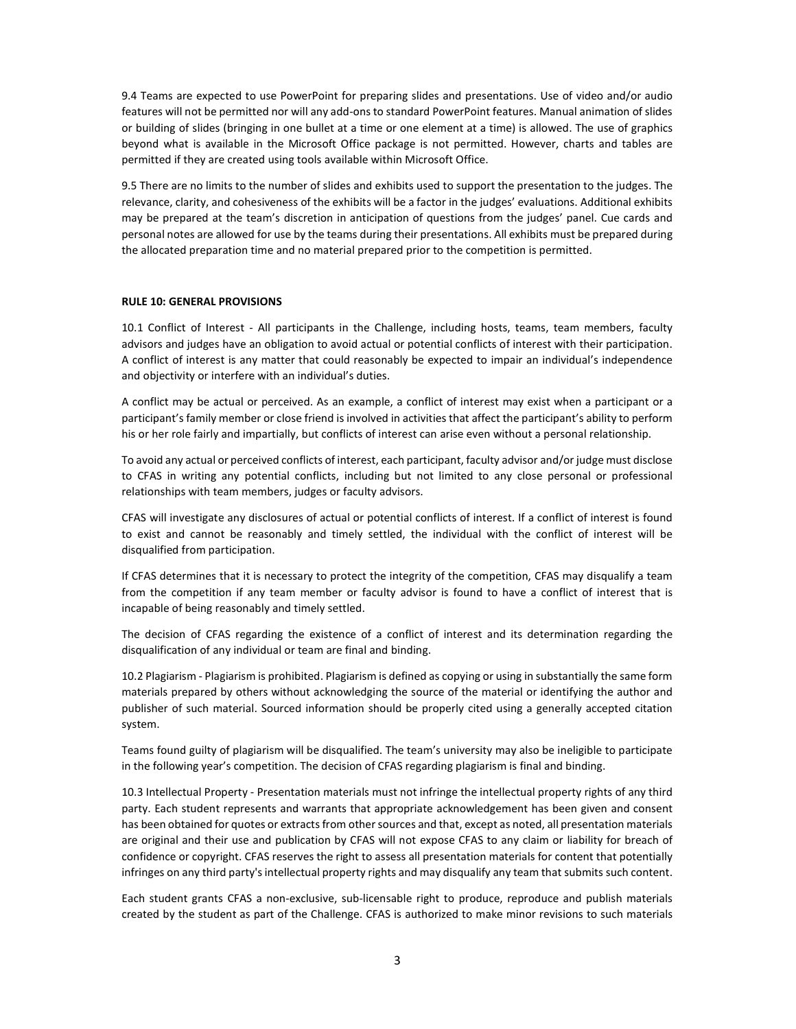9.4 Teams are expected to use PowerPoint for preparing slides and presentations. Use of video and/or audio features will not be permitted nor will any add-ons to standard PowerPoint features. Manual animation of slides or building of slides (bringing in one bullet at a time or one element at a time) is allowed. The use of graphics beyond what is available in the Microsoft Office package is not permitted. However, charts and tables are permitted if they are created using tools available within Microsoft Office.

9.5 There are no limits to the number of slides and exhibits used to support the presentation to the judges. The relevance, clarity, and cohesiveness of the exhibits will be a factor in the judges' evaluations. Additional exhibits may be prepared at the team's discretion in anticipation of questions from the judges' panel. Cue cards and personal notes are allowed for use by the teams during their presentations. All exhibits must be prepared during the allocated preparation time and no material prepared prior to the competition is permitted.

**RULE 10: GENERAL PROVISIONS**

10.1 Conflict of Interest - All participants in the Challenge, including hosts, teams, team members, faculty advisors and judges have an obligation to avoid actual or potential conflicts of interest with their participation. A conflict of interest is any matter that could reasonably be expected to impair an individual's independence and objectivity or interfere with an individual's duties.

A conflict may be actual or perceived. As an example, a conflict of interest may exist when a participant or a participant's family member or close friend is involved in activities that affect the participant's ability to perform his or her role fairly and impartially, but conflicts of interest can arise even without a personal relationship.

To avoid any actual or perceived conflicts of interest, each participant, faculty advisor and/or judge must disclose to CFAS in writing any potential conflicts, including but not limited to any close personal or professional relationships with team members, judges or faculty advisors.

CFAS will investigate any disclosures of actual or potential conflicts of interest. If a conflict of interest is found to exist and cannot be reasonably and timely settled, the individual with the conflict of interest will be disqualified from participation.

If CFAS determines that it is necessary to protect the integrity of the competition, CFAS may disqualify a team from the competition if any team member or faculty advisor is found to have a conflict of interest that is incapable of being reasonably and timely settled.

The decision of CFAS regarding the existence of a conflict of interest and its determination regarding the disqualification of any individual or team are final and binding.

10.2 Plagiarism - Plagiarism is prohibited. Plagiarism is defined as copying or using in substantially the same form materials prepared by others without acknowledging the source of the material or identifying the author and publisher of such material. Sourced information should be properly cited using a generally accepted citation system.

Teams found guilty of plagiarism will be disqualified. The team's university may also be ineligible to participate in the following year's competition. The decision of CFAS regarding plagiarism is final and binding.

10.3 Intellectual Property - Presentation materials must not infringe the intellectual property rights of any third party. Each student represents and warrants that appropriate acknowledgement has been given and consent has been obtained for quotes or extracts from other sources and that, except as noted, all presentation materials are original and their use and publication by CFAS will not expose CFAS to any claim or liability for breach of confidence or copyright. CFAS reserves the right to assess all presentation materials for content that potentially infringes on any third party's intellectual property rights and may disqualify any team that submits such content.

Each student grants CFAS a non-exclusive, sub-licensable right to produce, reproduce and publish materials created by the student as part of the Challenge. CFAS is authorized to make minor revisions to such materials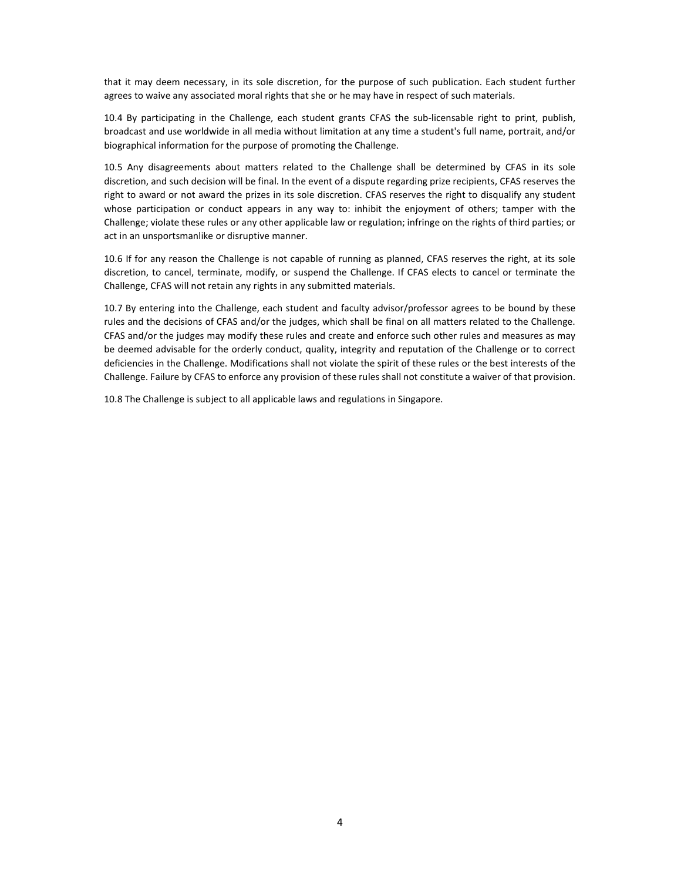that it may deem necessary, in its sole discretion, for the purpose of such publication. Each student further agrees to waive any associated moral rights that she or he may have in respect of such materials.

10.4 By participating in the Challenge, each student grants CFAS the sub-licensable right to print, publish, broadcast and use worldwide in all media without limitation at any time a student's full name, portrait, and/or biographical information for the purpose of promoting the Challenge.

10.5 Any disagreements about matters related to the Challenge shall be determined by CFAS in its sole discretion, and such decision will be final. In the event of a dispute regarding prize recipients, CFAS reserves the right to award or not award the prizes in its sole discretion. CFAS reserves the right to disqualify any student whose participation or conduct appears in any way to: inhibit the enjoyment of others; tamper with the Challenge; violate these rules or any other applicable law or regulation; infringe on the rights of third parties; or act in an unsportsmanlike or disruptive manner.

10.6 If for any reason the Challenge is not capable of running as planned, CFAS reserves the right, at its sole discretion, to cancel, terminate, modify, or suspend the Challenge. If CFAS elects to cancel or terminate the Challenge, CFAS will not retain any rights in any submitted materials.

10.7 By entering into the Challenge, each student and faculty advisor/professor agrees to be bound by these rules and the decisions of CFAS and/or the judges, which shall be final on all matters related to the Challenge. CFAS and/or the judges may modify these rules and create and enforce such other rules and measures as may be deemed advisable for the orderly conduct, quality, integrity and reputation of the Challenge or to correct deficiencies in the Challenge. Modifications shall not violate the spirit of these rules or the best interests of the Challenge. Failure by CFAS to enforce any provision of these rules shall not constitute a waiver of that provision.

10.8 The Challenge is subject to all applicable laws and regulations in Singapore.